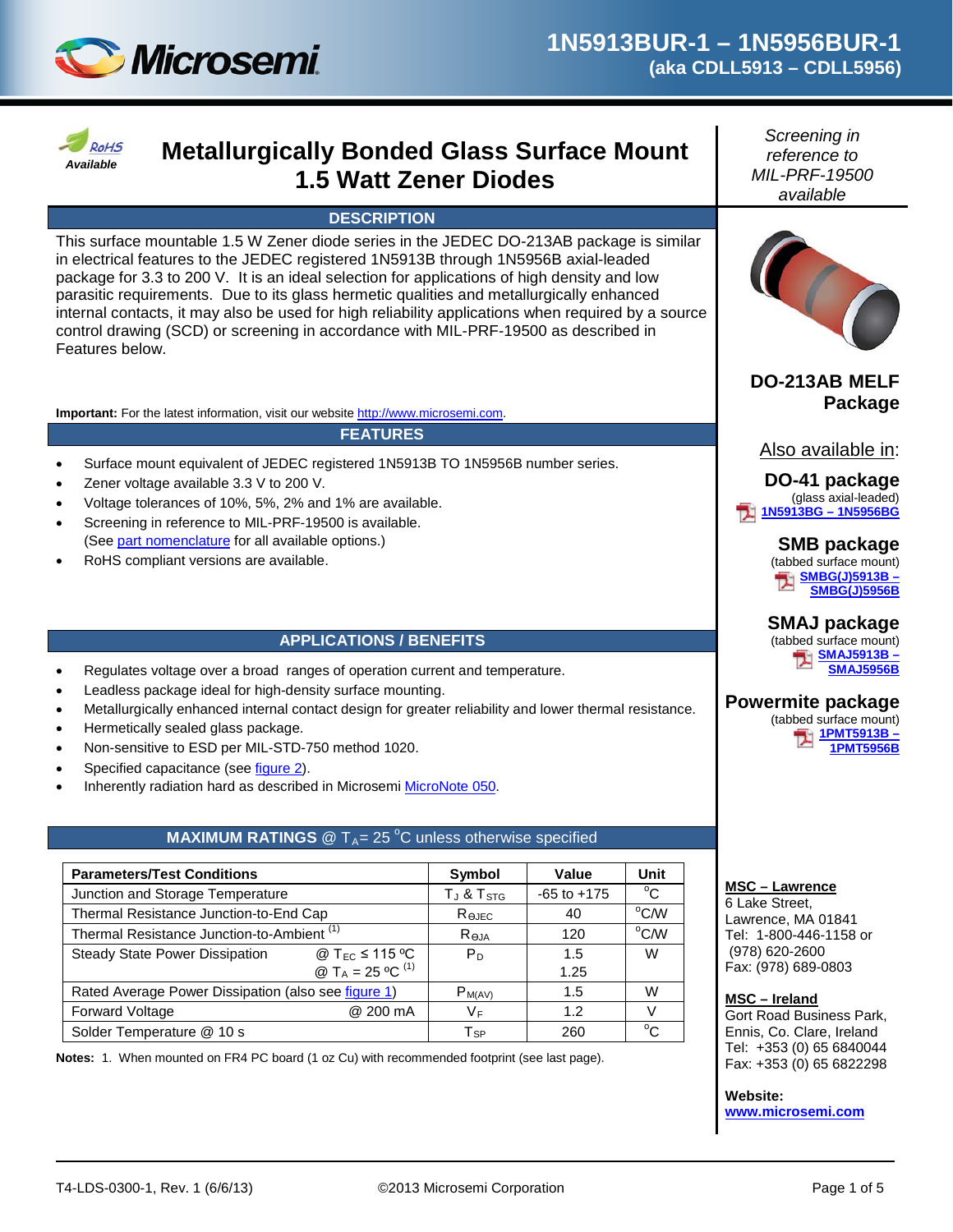# 1N5913BUR-1 – 1N5956BUR-1
**(aka CDLL5913 – CDLL5956)**

RoHS *Available*

## Metallurgically Bonded Glass Surface Mount 1.5 Watt Zener Diodes

*Screening in reference to MIL-PRF-19500 available*

### DESCRIPTION

This surface mountable 1.5 W Zener diode series in the JEDEC DO-213AB package is similar in electrical features to the JEDEC registered 1N5913B through 1N5956B axial-leaded package for 3.3 to 200 V. It is an ideal selection for applications of high density and low parasitic requirements. Due to its glass hermetic qualities and metallurgically enhanced internal contacts, it may also be used for high reliability applications when required by a source control drawing (SCD) or screening in accordance with MIL-PRF-19500 as described in Features below.

**Important:** For the latest information, visit our website http://www.microsemi.com.

**DO-213AB MELF Package**

Also available in:

**DO-41 package**
(glass axial-leaded)
**1N5913BG – 1N5956BG**

**SMB package**
(tabbed surface mount)
**SMBG(J)5913B – SMBG(J)5956B**

**SMAJ package**
(tabbed surface mount)
**SMAJ5913B – SMAJ5956B**

**Powermite package**
(tabbed surface mount)
**1PMT5913B – 1PMT5956B**

### FEATURES

- Surface mount equivalent of JEDEC registered 1N5913B TO 1N5956B number series.
- Zener voltage available 3.3 V to 200 V.
- Voltage tolerances of 10%, 5%, 2% and 1% are available.
- Screening in reference to MIL-PRF-19500 is available.
  (See part nomenclature for all available options.)
- RoHS compliant versions are available.

### APPLICATIONS / BENEFITS

- Regulates voltage over a broad ranges of operation current and temperature.
- Leadless package ideal for high-density surface mounting.
- Metallurgically enhanced internal contact design for greater reliability and lower thermal resistance.
- Hermetically sealed glass package.
- Non-sensitive to ESD per MIL-STD-750 method 1020.
- Specified capacitance (see figure 2).
- Inherently radiation hard as described in Microsemi MicroNote 050.

### MAXIMUM RATINGS @ $T_A$ = 25 °C unless otherwise specified

| Parameters/Test Conditions | Symbol | Value | Unit |
|---|---|---|---|
| Junction and Storage Temperature | $T_J$ & $T_{STG}$ | -65 to +175 | °C |
| Thermal Resistance Junction-to-End Cap | $R_{ΘJEC}$ | 40 | °C/W |
| Thermal Resistance Junction-to-Ambient (1) | $R_{ΘJA}$ | 120 | °C/W |
| Steady State Power Dissipation @ $T_{EC}$ ≤ 115 °C<br>@ $T_A$ = 25 °C (1) | $P_D$ | 1.5<br>1.25 | W |
| Rated Average Power Dissipation (also see figure 1) | $P_{M(AV)}$ | 1.5 | W |
| Forward Voltage @ 200 mA | $V_F$ | 1.2 | V |
| Solder Temperature @ 10 s | $T_{SP}$ | 260 | °C |

**Notes:** 1. When mounted on FR4 PC board (1 oz Cu) with recommended footprint (see last page).

**MSC – Lawrence**
6 Lake Street,
Lawrence, MA 01841
Tel: 1-800-446-1158 or (978) 620-2600
Fax: (978) 689-0803

**MSC – Ireland**
Gort Road Business Park,
Ennis, Co. Clare, Ireland
Tel: +353 (0) 65 6840044
Fax: +353 (0) 65 6822298

**Website:**
**www.microsemi.com**

T4-LDS-0300-1, Rev. 1 (6/6/13) ©2013 Microsemi Corporation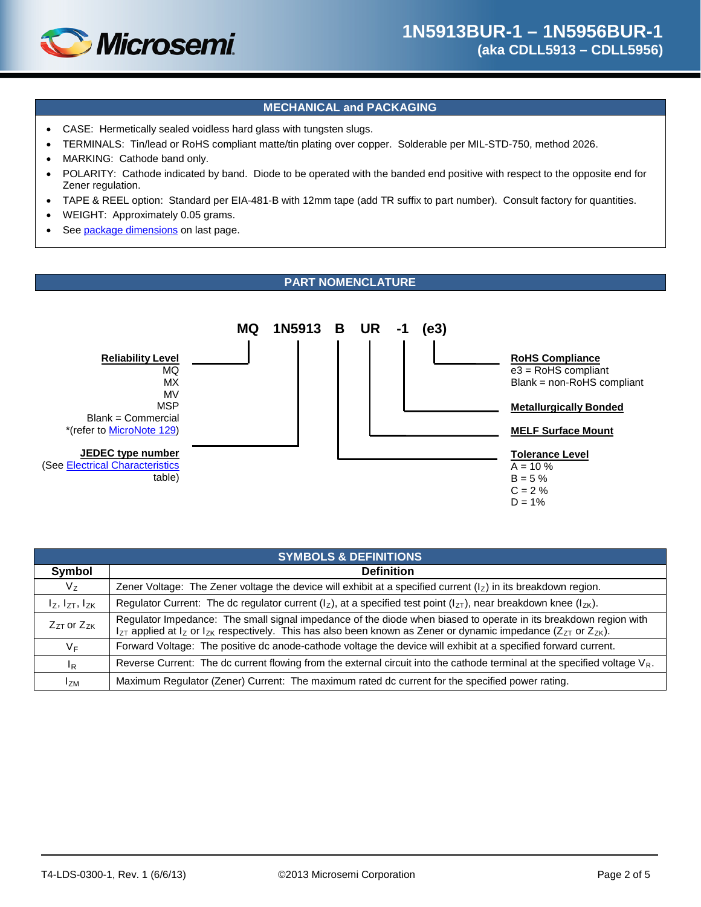## MECHANICAL and PACKAGING

- CASE: Hermetically sealed voidless hard glass with tungsten slugs.
- TERMINALS: Tin/lead or RoHS compliant matte/tin plating over copper. Solderable per MIL-STD-750, method 2026.
- MARKING: Cathode band only.
- POLARITY: Cathode indicated by band. Diode to be operated with the banded end positive with respect to the opposite end for Zener regulation.
- TAPE & REEL option: Standard per EIA-481-B with 12mm tape (add TR suffix to part number). Consult factory for quantities.
- WEIGHT: Approximately 0.05 grams.
- See package dimensions on last page.

## PART NOMENCLATURE

**MQ 1N5913 B UR -1 (e3)**

**Reliability Level** (MQ)
- MQ
- MX
- MV
- MSP
- Blank = Commercial
- *(refer to MicroNote 129)

**JEDEC type number** (1N5913)
(See Electrical Characteristics table)

**Tolerance Level** (B)
- A = 10 %
- B = 5 %
- C = 2 %
- D = 1%

**MELF Surface Mount** (UR)

**Metallurgically Bonded** (-1)

**RoHS Compliance** ((e3))
- e3 = RoHS compliant
- Blank = non-RoHS compliant

## SYMBOLS & DEFINITIONS

| Symbol | Definition |
|---|---|
| $V_Z$ | Zener Voltage: The Zener voltage the device will exhibit at a specified current ($I_Z$) in its breakdown region. |
| $I_Z$, $I_{ZT}$, $I_{ZK}$ | Regulator Current: The dc regulator current ($I_Z$), at a specified test point ($I_{ZT}$), near breakdown knee ($I_{ZK}$). |
| $Z_{ZT}$ or $Z_{ZK}$ | Regulator Impedance: The small signal impedance of the diode when biased to operate in its breakdown region with $I_{ZT}$ applied at $I_Z$ or $I_{ZK}$ respectively. This has also been known as Zener or dynamic impedance ($Z_{ZT}$ or $Z_{ZK}$). |
| $V_F$ | Forward Voltage: The positive dc anode-cathode voltage the device will exhibit at a specified forward current. |
| $I_R$ | Reverse Current: The dc current flowing from the external circuit into the cathode terminal at the specified voltage $V_R$. |
| $I_{ZM}$ | Maximum Regulator (Zener) Current: The maximum rated dc current for the specified power rating. |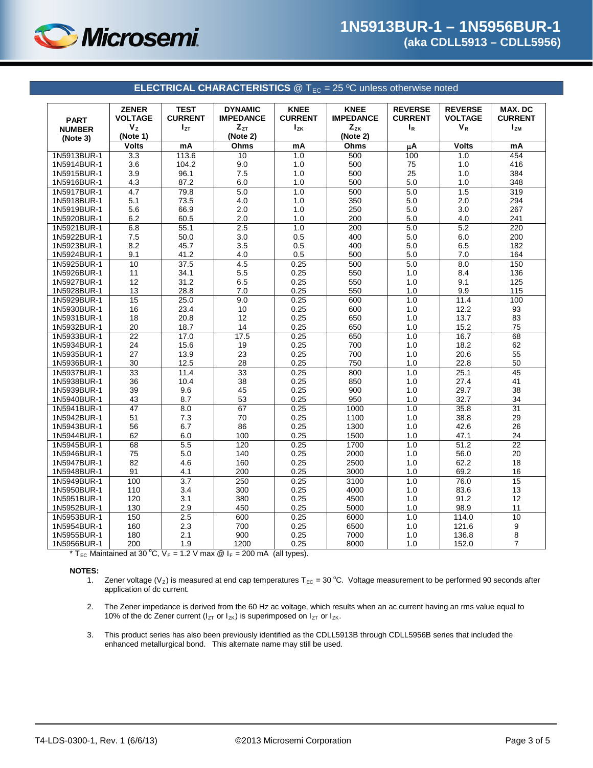## ELECTRICAL CHARACTERISTICS @ $T_{EC}$ = 25 ºC unless otherwise noted

| PART NUMBER (Note 3) | ZENER VOLTAGE $V_Z$ (Note 1) | TEST CURRENT $I_{ZT}$ | DYNAMIC IMPEDANCE $Z_{ZT}$ (Note 2) | KNEE CURRENT $I_{ZK}$ | KNEE IMPEDANCE $Z_{ZK}$ (Note 2) | REVERSE CURRENT $I_R$ | REVERSE VOLTAGE $V_R$ | MAX. DC CURRENT $I_{ZM}$ |
|---|---|---|---|---|---|---|---|---|
| | Volts | mA | Ohms | mA | Ohms | μA | Volts | mA |
| 1N5913BUR-1 | 3.3 | 113.6 | 10 | 1.0 | 500 | 100 | 1.0 | 454 |
| 1N5914BUR-1 | 3.6 | 104.2 | 9.0 | 1.0 | 500 | 75 | 1.0 | 416 |
| 1N5915BUR-1 | 3.9 | 96.1 | 7.5 | 1.0 | 500 | 25 | 1.0 | 384 |
| 1N5916BUR-1 | 4.3 | 87.2 | 6.0 | 1.0 | 500 | 5.0 | 1.0 | 348 |
| 1N5917BUR-1 | 4.7 | 79.8 | 5.0 | 1.0 | 500 | 5.0 | 1.5 | 319 |
| 1N5918BUR-1 | 5.1 | 73.5 | 4.0 | 1.0 | 350 | 5.0 | 2.0 | 294 |
| 1N5919BUR-1 | 5.6 | 66.9 | 2.0 | 1.0 | 250 | 5.0 | 3.0 | 267 |
| 1N5920BUR-1 | 6.2 | 60.5 | 2.0 | 1.0 | 200 | 5.0 | 4.0 | 241 |
| 1N5921BUR-1 | 6.8 | 55.1 | 2.5 | 1.0 | 200 | 5.0 | 5.2 | 220 |
| 1N5922BUR-1 | 7.5 | 50.0 | 3.0 | 0.5 | 400 | 5.0 | 6.0 | 200 |
| 1N5923BUR-1 | 8.2 | 45.7 | 3.5 | 0.5 | 400 | 5.0 | 6.5 | 182 |
| 1N5924BUR-1 | 9.1 | 41.2 | 4.0 | 0.5 | 500 | 5.0 | 7.0 | 164 |
| 1N5925BUR-1 | 10 | 37.5 | 4.5 | 0.25 | 500 | 5.0 | 8.0 | 150 |
| 1N5926BUR-1 | 11 | 34.1 | 5.5 | 0.25 | 550 | 1.0 | 8.4 | 136 |
| 1N5927BUR-1 | 12 | 31.2 | 6.5 | 0.25 | 550 | 1.0 | 9.1 | 125 |
| 1N5928BUR-1 | 13 | 28.8 | 7.0 | 0.25 | 550 | 1.0 | 9.9 | 115 |
| 1N5929BUR-1 | 15 | 25.0 | 9.0 | 0.25 | 600 | 1.0 | 11.4 | 100 |
| 1N5930BUR-1 | 16 | 23.4 | 10 | 0.25 | 600 | 1.0 | 12.2 | 93 |
| 1N5931BUR-1 | 18 | 20.8 | 12 | 0.25 | 650 | 1.0 | 13.7 | 83 |
| 1N5932BUR-1 | 20 | 18.7 | 14 | 0.25 | 650 | 1.0 | 15.2 | 75 |
| 1N5933BUR-1 | 22 | 17.0 | 17.5 | 0.25 | 650 | 1.0 | 16.7 | 68 |
| 1N5934BUR-1 | 24 | 15.6 | 19 | 0.25 | 700 | 1.0 | 18.2 | 62 |
| 1N5935BUR-1 | 27 | 13.9 | 23 | 0.25 | 700 | 1.0 | 20.6 | 55 |
| 1N5936BUR-1 | 30 | 12.5 | 28 | 0.25 | 750 | 1.0 | 22.8 | 50 |
| 1N5937BUR-1 | 33 | 11.4 | 33 | 0.25 | 800 | 1.0 | 25.1 | 45 |
| 1N5938BUR-1 | 36 | 10.4 | 38 | 0.25 | 850 | 1.0 | 27.4 | 41 |
| 1N5939BUR-1 | 39 | 9.6 | 45 | 0.25 | 900 | 1.0 | 29.7 | 38 |
| 1N5940BUR-1 | 43 | 8.7 | 53 | 0.25 | 950 | 1.0 | 32.7 | 34 |
| 1N5941BUR-1 | 47 | 8.0 | 67 | 0.25 | 1000 | 1.0 | 35.8 | 31 |
| 1N5942BUR-1 | 51 | 7.3 | 70 | 0.25 | 1100 | 1.0 | 38.8 | 29 |
| 1N5943BUR-1 | 56 | 6.7 | 86 | 0.25 | 1300 | 1.0 | 42.6 | 26 |
| 1N5944BUR-1 | 62 | 6.0 | 100 | 0.25 | 1500 | 1.0 | 47.1 | 24 |
| 1N5945BUR-1 | 68 | 5.5 | 120 | 0.25 | 1700 | 1.0 | 51.2 | 22 |
| 1N5946BUR-1 | 75 | 5.0 | 140 | 0.25 | 2000 | 1.0 | 56.0 | 20 |
| 1N5947BUR-1 | 82 | 4.6 | 160 | 0.25 | 2500 | 1.0 | 62.2 | 18 |
| 1N5948BUR-1 | 91 | 4.1 | 200 | 0.25 | 3000 | 1.0 | 69.2 | 16 |
| 1N5949BUR-1 | 100 | 3.7 | 250 | 0.25 | 3100 | 1.0 | 76.0 | 15 |
| 1N5950BUR-1 | 110 | 3.4 | 300 | 0.25 | 4000 | 1.0 | 83.6 | 13 |
| 1N5951BUR-1 | 120 | 3.1 | 380 | 0.25 | 4500 | 1.0 | 91.2 | 12 |
| 1N5952BUR-1 | 130 | 2.9 | 450 | 0.25 | 5000 | 1.0 | 98.9 | 11 |
| 1N5953BUR-1 | 150 | 2.5 | 600 | 0.25 | 6000 | 1.0 | 114.0 | 10 |
| 1N5954BUR-1 | 160 | 2.3 | 700 | 0.25 | 6500 | 1.0 | 121.6 | 9 |
| 1N5955BUR-1 | 180 | 2.1 | 900 | 0.25 | 7000 | 1.0 | 136.8 | 8 |
| 1N5956BUR-1 | 200 | 1.9 | 1200 | 0.25 | 8000 | 1.0 | 152.0 | 7 |

* $T_{EC}$ Maintained at 30 °C, $V_F$ = 1.2 V max @ $I_F$ = 200 mA (all types).

**NOTES:**

1. Zener voltage ($V_Z$) is measured at end cap temperatures $T_{EC}$ = 30 °C. Voltage measurement to be performed 90 seconds after application of dc current.
2. The Zener impedance is derived from the 60 Hz ac voltage, which results when an ac current having an rms value equal to 10% of the dc Zener current ($I_{ZT}$ or $I_{ZK}$) is superimposed on $I_{ZT}$ or $I_{ZK}$.
3. This product series has also been previously identified as the CDLL5913B through CDLL5956B series that included the enhanced metallurgical bond. This alternate name may still be used.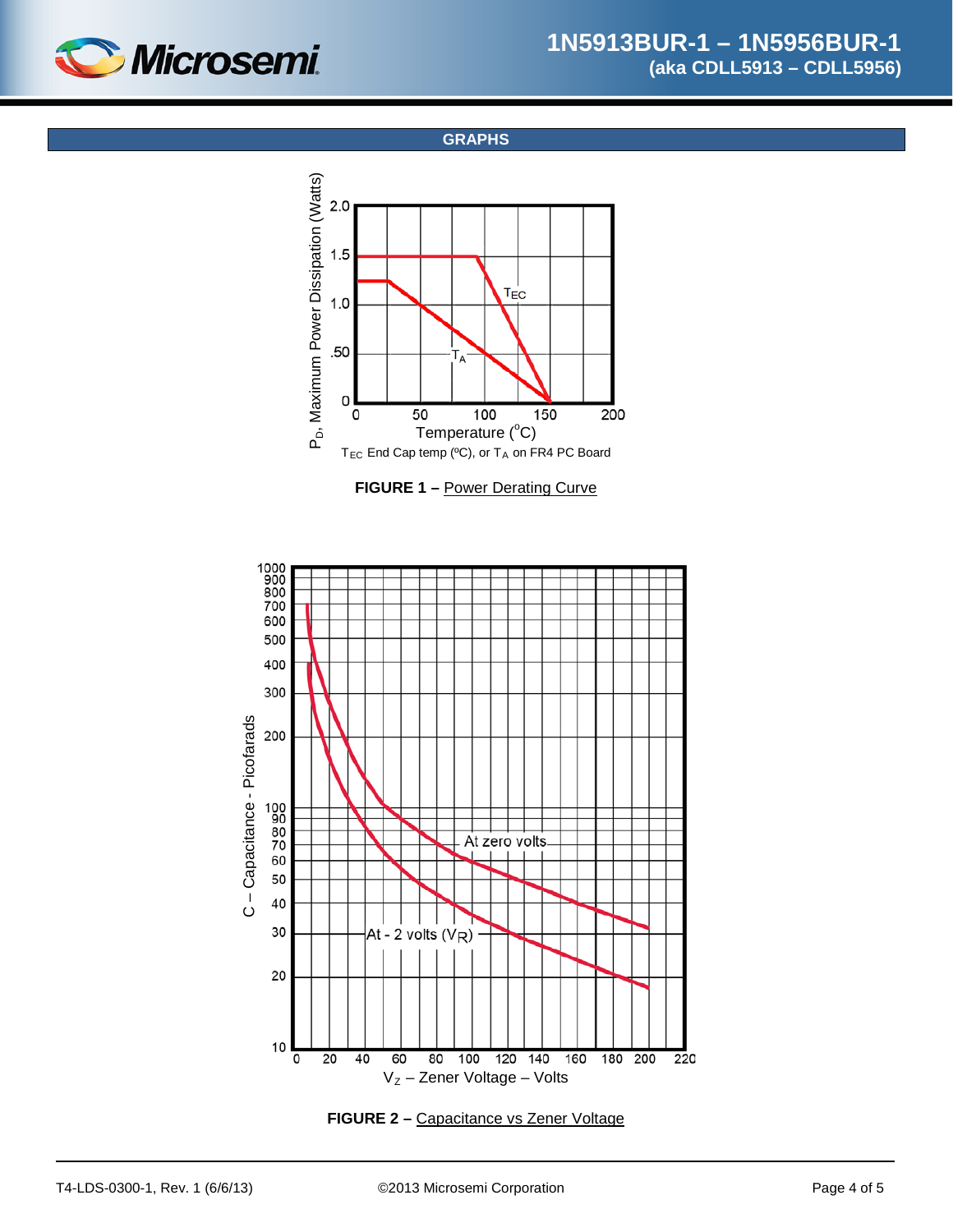## GRAPHS

$T_{EC}$ End Cap temp (ºC), or $T_A$ on FR4 PC Board

**FIGURE 1 –** Power Derating Curve

**FIGURE 2 –** Capacitance vs Zener Voltage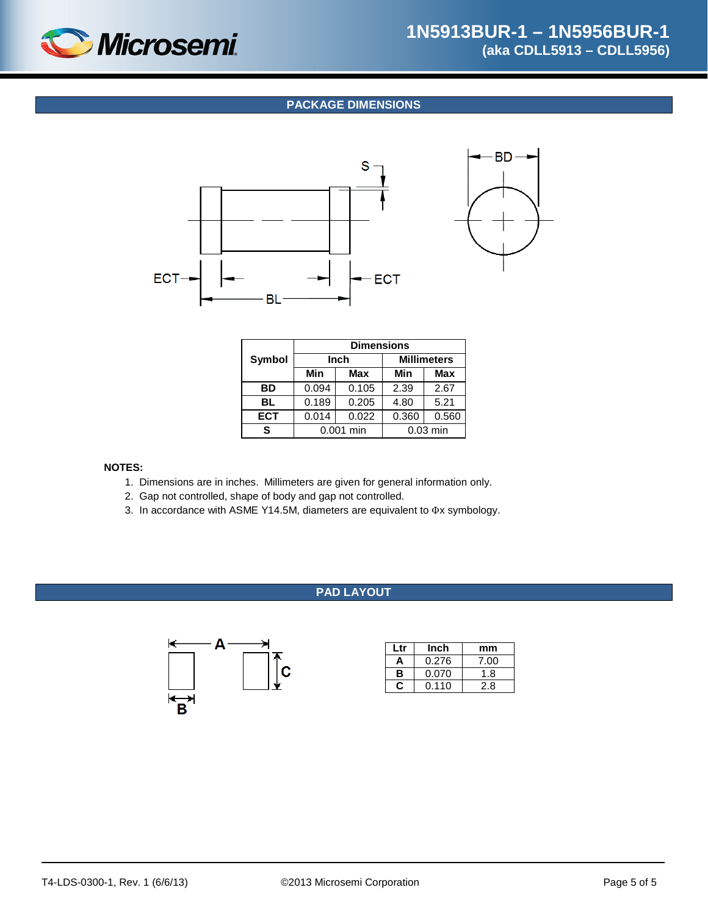## PACKAGE DIMENSIONS

| Symbol | Dimensions | | | |
|---|---|---|---|---|
| | Inch | | Millimeters | |
| | Min | Max | Min | Max |
| **BD** | 0.094 | 0.105 | 2.39 | 2.67 |
| **BL** | 0.189 | 0.205 | 4.80 | 5.21 |
| **ECT** | 0.014 | 0.022 | 0.360 | 0.560 |
| **S** | 0.001 min | | 0.03 min | |

**NOTES:**

1. Dimensions are in inches. Millimeters are given for general information only.
2. Gap not controlled, shape of body and gap not controlled.
3. In accordance with ASME Y14.5M, diameters are equivalent to Φx symbology.

## PAD LAYOUT

| Ltr | Inch | mm |
|---|---|---|
| **A** | 0.276 | 7.00 |
| **B** | 0.070 | 1.8 |
| **C** | 0.110 | 2.8 |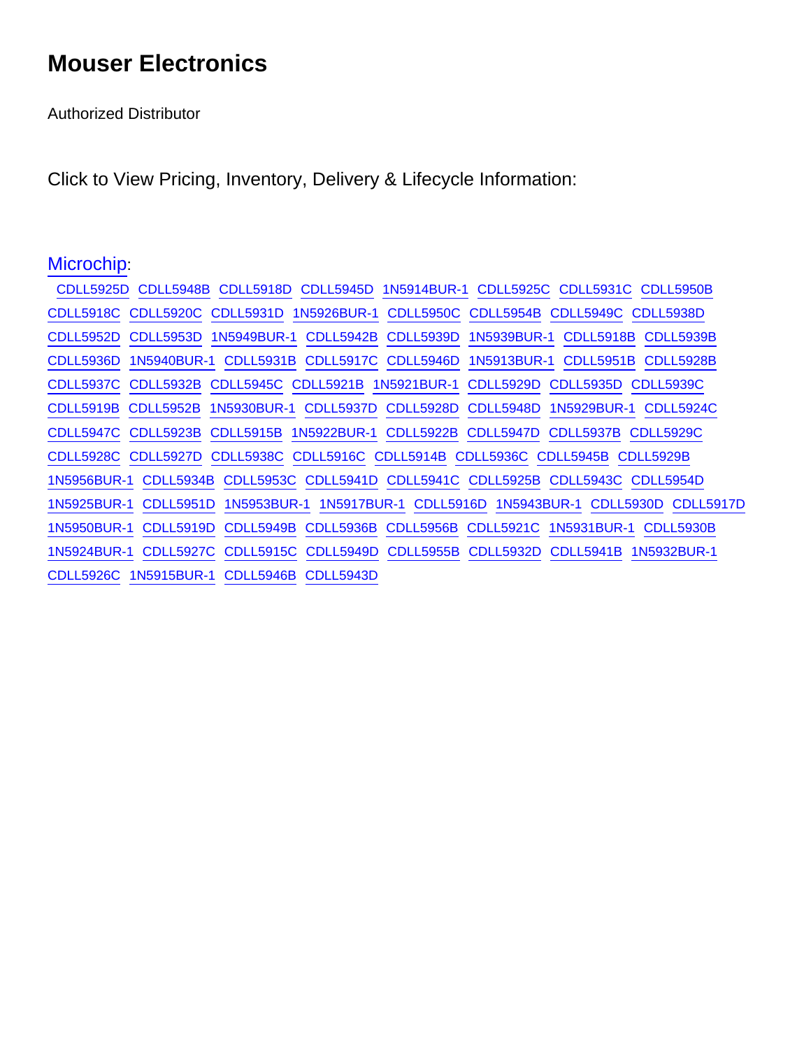# Mouser Electronics

Authorized Distributor

Click to View Pricing, Inventory, Delivery & Lifecycle Information:

Microchip:

CDLL5925D CDLL5948B CDLL5918D CDLL5945D 1N5914BUR-1 CDLL5925C CDLL5931C CDLL5950B CDLL5918C CDLL5920C CDLL5931D 1N5926BUR-1 CDLL5950C CDLL5954B CDLL5949C CDLL5938D CDLL5952D CDLL5953D 1N5949BUR-1 CDLL5942B CDLL5939D 1N5939BUR-1 CDLL5918B CDLL5939B CDLL5936D 1N5940BUR-1 CDLL5931B CDLL5917C CDLL5946D 1N5913BUR-1 CDLL5951B CDLL5928B CDLL5937C CDLL5932B CDLL5945C CDLL5921B 1N5921BUR-1 CDLL5929D CDLL5935D CDLL5939C CDLL5919B CDLL5952B 1N5930BUR-1 CDLL5937D CDLL5928D CDLL5948D 1N5929BUR-1 CDLL5924C CDLL5947C CDLL5923B CDLL5915B 1N5922BUR-1 CDLL5922B CDLL5947D CDLL5937B CDLL5929C CDLL5928C CDLL5927D CDLL5938C CDLL5916C CDLL5914B CDLL5936C CDLL5945B CDLL5929B 1N5956BUR-1 CDLL5934B CDLL5953C CDLL5941D CDLL5941C CDLL5925B CDLL5943C CDLL5954D 1N5925BUR-1 CDLL5951D 1N5953BUR-1 1N5917BUR-1 CDLL5916D 1N5943BUR-1 CDLL5930D CDLL5917D 1N5950BUR-1 CDLL5919D CDLL5949B CDLL5936B CDLL5956B CDLL5921C 1N5931BUR-1 CDLL5930B 1N5924BUR-1 CDLL5927C CDLL5915C CDLL5949D CDLL5955B CDLL5932D CDLL5941B 1N5932BUR-1 CDLL5926C 1N5915BUR-1 CDLL5946B CDLL5943D